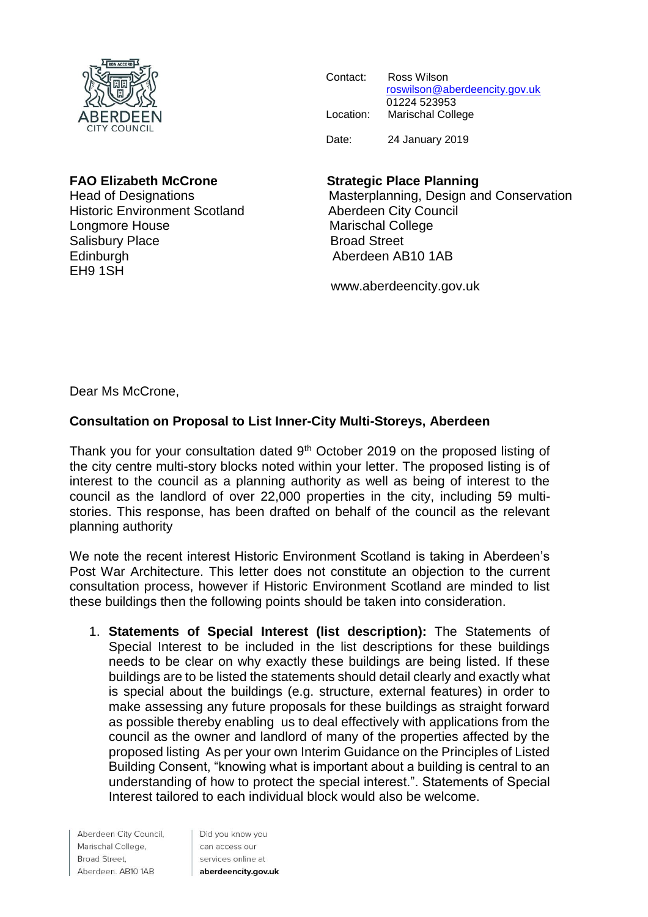Contact: Ross Wilson
roswilson@aberdeencity.gov.uk
01224 523953
Location: Marischal College

Date: 24 January 2019

**FAO Elizabeth McCrone**
Head of Designations
Historic Environment Scotland
Longmore House
Salisbury Place
Edinburgh
EH9 1SH

**Strategic Place Planning**
Masterplanning, Design and Conservation
Aberdeen City Council
Marischal College
Broad Street
Aberdeen AB10 1AB

www.aberdeencity.gov.uk

Dear Ms McCrone,

**Consultation on Proposal to List Inner-City Multi-Storeys, Aberdeen**

Thank you for your consultation dated 9th October 2019 on the proposed listing of the city centre multi-story blocks noted within your letter. The proposed listing is of interest to the council as a planning authority as well as being of interest to the council as the landlord of over 22,000 properties in the city, including 59 multi-stories. This response, has been drafted on behalf of the council as the relevant planning authority

We note the recent interest Historic Environment Scotland is taking in Aberdeen's Post War Architecture. This letter does not constitute an objection to the current consultation process, however if Historic Environment Scotland are minded to list these buildings then the following points should be taken into consideration.

1. **Statements of Special Interest (list description):** The Statements of Special Interest to be included in the list descriptions for these buildings needs to be clear on why exactly these buildings are being listed. If these buildings are to be listed the statements should detail clearly and exactly what is special about the buildings (e.g. structure, external features) in order to make assessing any future proposals for these buildings as straight forward as possible thereby enabling us to deal effectively with applications from the council as the owner and landlord of many of the properties affected by the proposed listing As per your own Interim Guidance on the Principles of Listed Building Consent, "knowing what is important about a building is central to an understanding of how to protect the special interest.". Statements of Special Interest tailored to each individual block would also be welcome.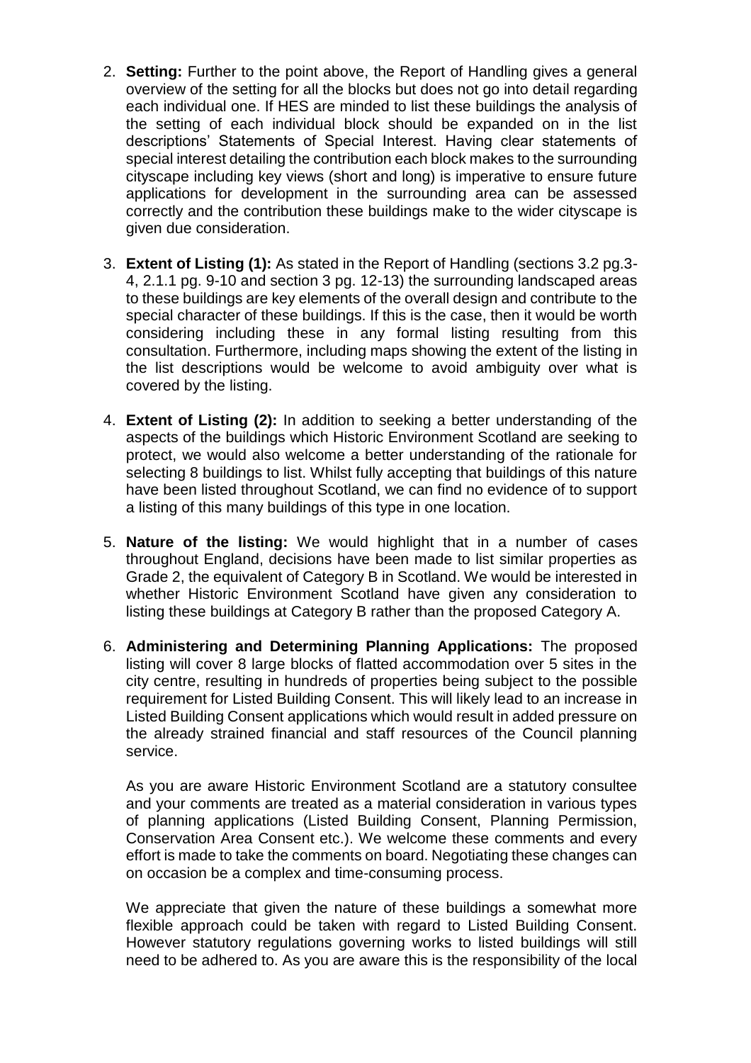2. **Setting:** Further to the point above, the Report of Handling gives a general overview of the setting for all the blocks but does not go into detail regarding each individual one. If HES are minded to list these buildings the analysis of the setting of each individual block should be expanded on in the list descriptions' Statements of Special Interest. Having clear statements of special interest detailing the contribution each block makes to the surrounding cityscape including key views (short and long) is imperative to ensure future applications for development in the surrounding area can be assessed correctly and the contribution these buildings make to the wider cityscape is given due consideration.

3. **Extent of Listing (1):** As stated in the Report of Handling (sections 3.2 pg.3-4, 2.1.1 pg. 9-10 and section 3 pg. 12-13) the surrounding landscaped areas to these buildings are key elements of the overall design and contribute to the special character of these buildings. If this is the case, then it would be worth considering including these in any formal listing resulting from this consultation. Furthermore, including maps showing the extent of the listing in the list descriptions would be welcome to avoid ambiguity over what is covered by the listing.

4. **Extent of Listing (2):** In addition to seeking a better understanding of the aspects of the buildings which Historic Environment Scotland are seeking to protect, we would also welcome a better understanding of the rationale for selecting 8 buildings to list. Whilst fully accepting that buildings of this nature have been listed throughout Scotland, we can find no evidence of to support a listing of this many buildings of this type in one location.

5. **Nature of the listing:** We would highlight that in a number of cases throughout England, decisions have been made to list similar properties as Grade 2, the equivalent of Category B in Scotland. We would be interested in whether Historic Environment Scotland have given any consideration to listing these buildings at Category B rather than the proposed Category A.

6. **Administering and Determining Planning Applications:** The proposed listing will cover 8 large blocks of flatted accommodation over 5 sites in the city centre, resulting in hundreds of properties being subject to the possible requirement for Listed Building Consent. This will likely lead to an increase in Listed Building Consent applications which would result in added pressure on the already strained financial and staff resources of the Council planning service.

   As you are aware Historic Environment Scotland are a statutory consultee and your comments are treated as a material consideration in various types of planning applications (Listed Building Consent, Planning Permission, Conservation Area Consent etc.). We welcome these comments and every effort is made to take the comments on board. Negotiating these changes can on occasion be a complex and time-consuming process.

   We appreciate that given the nature of these buildings a somewhat more flexible approach could be taken with regard to Listed Building Consent. However statutory regulations governing works to listed buildings will still need to be adhered to. As you are aware this is the responsibility of the local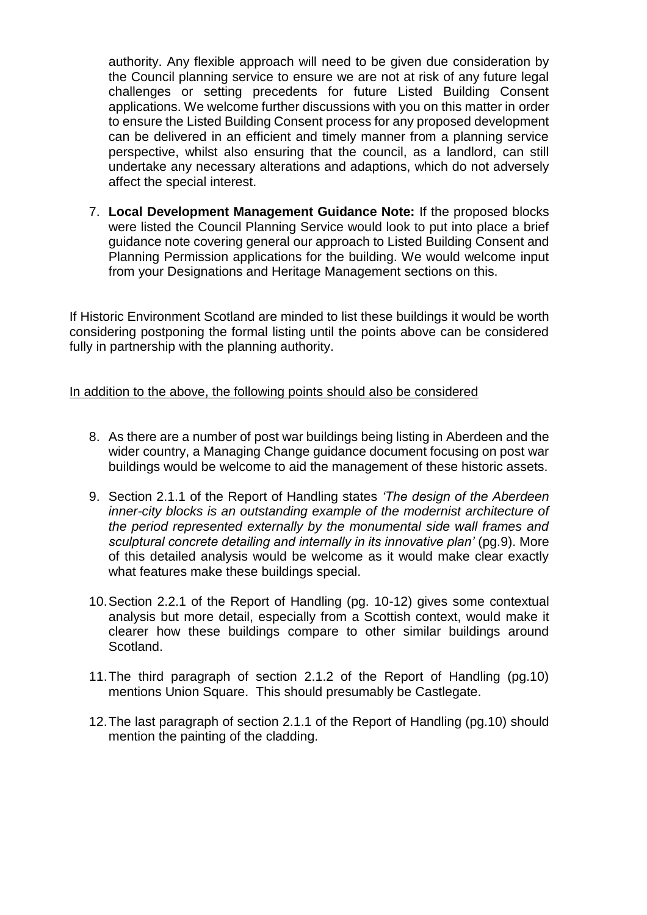authority. Any flexible approach will need to be given due consideration by the Council planning service to ensure we are not at risk of any future legal challenges or setting precedents for future Listed Building Consent applications. We welcome further discussions with you on this matter in order to ensure the Listed Building Consent process for any proposed development can be delivered in an efficient and timely manner from a planning service perspective, whilst also ensuring that the council, as a landlord, can still undertake any necessary alterations and adaptions, which do not adversely affect the special interest.

7. **Local Development Management Guidance Note:** If the proposed blocks were listed the Council Planning Service would look to put into place a brief guidance note covering general our approach to Listed Building Consent and Planning Permission applications for the building. We would welcome input from your Designations and Heritage Management sections on this.

If Historic Environment Scotland are minded to list these buildings it would be worth considering postponing the formal listing until the points above can be considered fully in partnership with the planning authority.

<u>In addition to the above, the following points should also be considered</u>

8. As there are a number of post war buildings being listing in Aberdeen and the wider country, a Managing Change guidance document focusing on post war buildings would be welcome to aid the management of these historic assets.

9. Section 2.1.1 of the Report of Handling states *'The design of the Aberdeen inner-city blocks is an outstanding example of the modernist architecture of the period represented externally by the monumental side wall frames and sculptural concrete detailing and internally in its innovative plan'* (pg.9). More of this detailed analysis would be welcome as it would make clear exactly what features make these buildings special.

10. Section 2.2.1 of the Report of Handling (pg. 10-12) gives some contextual analysis but more detail, especially from a Scottish context, would make it clearer how these buildings compare to other similar buildings around Scotland.

11. The third paragraph of section 2.1.2 of the Report of Handling (pg.10) mentions Union Square. This should presumably be Castlegate.

12. The last paragraph of section 2.1.1 of the Report of Handling (pg.10) should mention the painting of the cladding.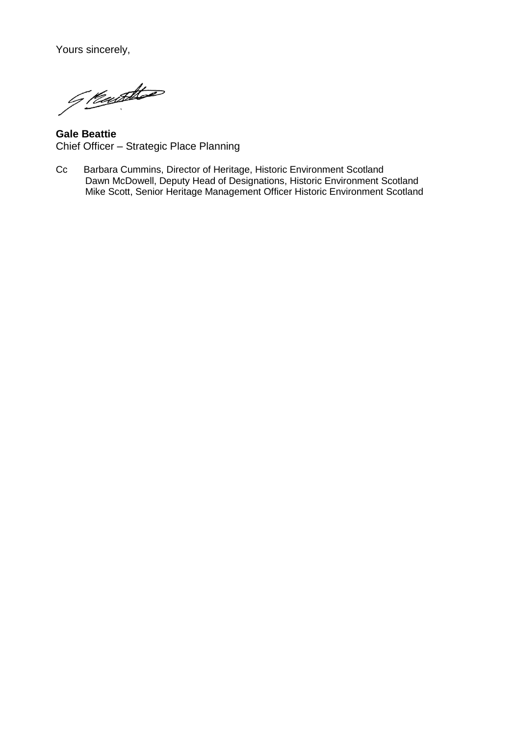Yours sincerely,

**Gale Beattie**
Chief Officer – Strategic Place Planning

Cc Barbara Cummins, Director of Heritage, Historic Environment Scotland
Dawn McDowell, Deputy Head of Designations, Historic Environment Scotland
Mike Scott, Senior Heritage Management Officer Historic Environment Scotland